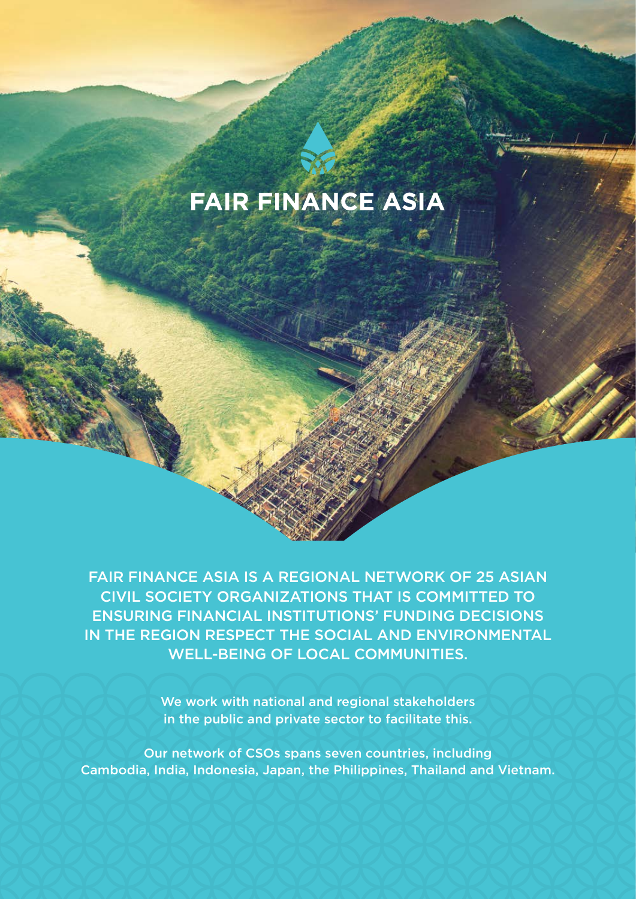# FAIR FINANCE ASIA

FAIR FINANCE ASIA IS A REGIONAL NETWORK OF 25 ASIAN CIVIL SOCIETY ORGANIZATIONS THAT IS COMMITTED TO ENSURING FINANCIAL INSTITUTIONS' FUNDING DECISIONS IN THE REGION RESPECT THE SOCIAL AND ENVIRONMENTAL WELL-BEING OF LOCAL COMMUNITIES.

We work with national and regional stakeholders in the public and private sector to facilitate this.

Our network of CSOs spans seven countries, including Cambodia, India, Indonesia, Japan, the Philippines, Thailand and Vietnam.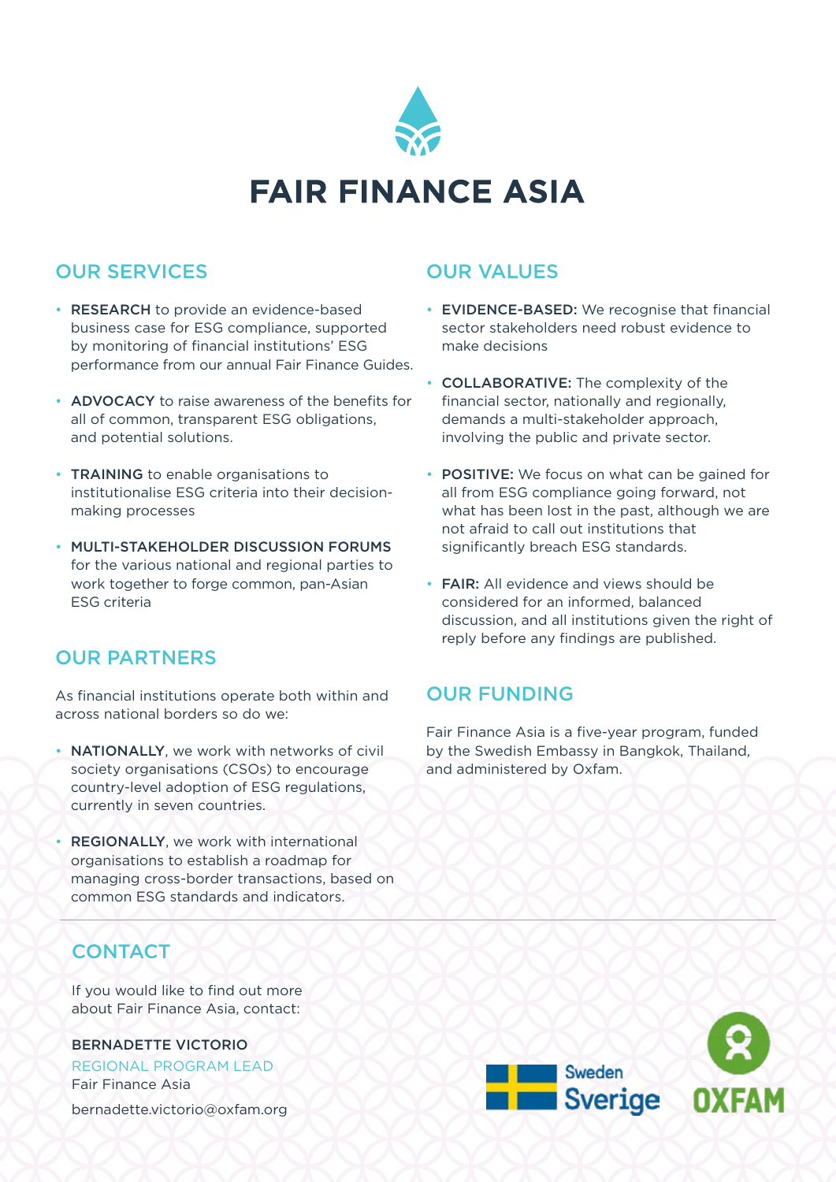# FAIR FINANCE ASIA

## OUR SERVICES

- **RESEARCH** to provide an evidence-based business case for ESG compliance, supported by monitoring of financial institutions' ESG performance from our annual Fair Finance Guides.
- **ADVOCACY** to raise awareness of the benefits for all of common, transparent ESG obligations, and potential solutions.
- **TRAINING** to enable organisations to institutionalise ESG criteria into their decision-making processes
- **MULTI-STAKEHOLDER DISCUSSION FORUMS** for the various national and regional parties to work together to forge common, pan-Asian ESG criteria

## OUR PARTNERS

As financial institutions operate both within and across national borders so do we:

- **NATIONALLY**, we work with networks of civil society organisations (CSOs) to encourage country-level adoption of ESG regulations, currently in seven countries.
- **REGIONALLY**, we work with international organisations to establish a roadmap for managing cross-border transactions, based on common ESG standards and indicators.

## OUR VALUES

- **EVIDENCE-BASED:** We recognise that financial sector stakeholders need robust evidence to make decisions
- **COLLABORATIVE:** The complexity of the financial sector, nationally and regionally, demands a multi-stakeholder approach, involving the public and private sector.
- **POSITIVE:** We focus on what can be gained for all from ESG compliance going forward, not what has been lost in the past, although we are not afraid to call out institutions that significantly breach ESG standards.
- **FAIR:** All evidence and views should be considered for an informed, balanced discussion, and all institutions given the right of reply before any findings are published.

## OUR FUNDING

Fair Finance Asia is a five-year program, funded by the Swedish Embassy in Bangkok, Thailand, and administered by Oxfam.

## CONTACT

If you would like to find out more about Fair Finance Asia, contact:

BERNADETTE VICTORIO
REGIONAL PROGRAM LEAD
Fair Finance Asia

bernadette.victorio@oxfam.org

Sweden Sverige

OXFAM